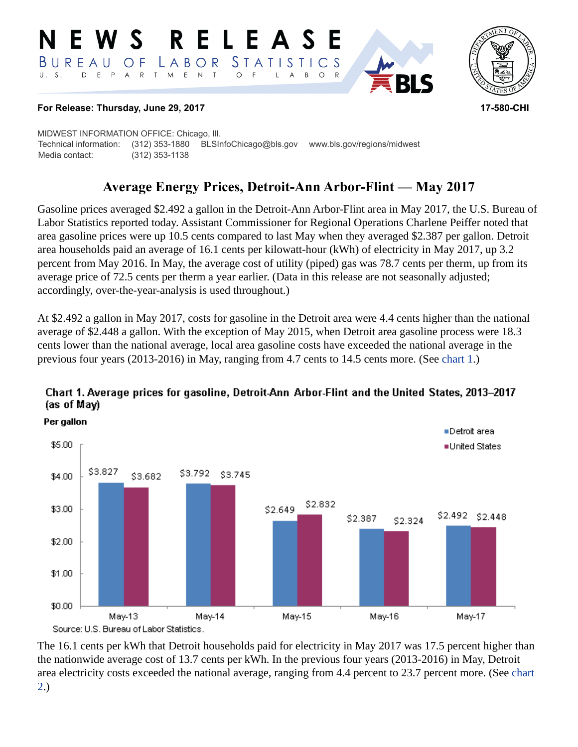# NEWS RELEASE

BUREAU OF LABOR STATISTICS
U. S. DEPARTMENT OF LABOR

**For Release: Thursday, June 29, 2017** **17-580-CHI**

MIDWEST INFORMATION OFFICE: Chicago, Ill.
Technical information: (312) 353-1880 BLSInfoChicago@bls.gov www.bls.gov/regions/midwest
Media contact: (312) 353-1138

## Average Energy Prices, Detroit-Ann Arbor-Flint — May 2017

Gasoline prices averaged $2.492 a gallon in the Detroit-Ann Arbor-Flint area in May 2017, the U.S. Bureau of Labor Statistics reported today. Assistant Commissioner for Regional Operations Charlene Peiffer noted that area gasoline prices were up 10.5 cents compared to last May when they averaged $2.387 per gallon. Detroit area households paid an average of 16.1 cents per kilowatt-hour (kWh) of electricity in May 2017, up 3.2 percent from May 2016. In May, the average cost of utility (piped) gas was 78.7 cents per therm, up from its average price of 72.5 cents per therm a year earlier. (Data in this release are not seasonally adjusted; accordingly, over-the-year-analysis is used throughout.)

At $2.492 a gallon in May 2017, costs for gasoline in the Detroit area were 4.4 cents higher than the national average of $2.448 a gallon. With the exception of May 2015, when Detroit area gasoline process were 18.3 cents lower than the national average, local area gasoline costs have exceeded the national average in the previous four years (2013-2016) in May, ranging from 4.7 cents to 14.5 cents more. (See chart 1.)

**Chart 1. Average prices for gasoline, Detroit-Ann Arbor-Flint and the United States, 2013–2017 (as of May)**

Per gallon

| | Detroit area | United States |
|---|---|---|
| May-13 | $3.827 | $3.682 |
| May-14 | $3.792 | $3.745 |
| May-15 | $2.649 | $2.832 |
| May-16 | $2.387 | $2.324 |
| May-17 | $2.492 | $2.448 |

Source: U.S. Bureau of Labor Statistics.

The 16.1 cents per kWh that Detroit households paid for electricity in May 2017 was 17.5 percent higher than the nationwide average cost of 13.7 cents per kWh. In the previous four years (2013-2016) in May, Detroit area electricity costs exceeded the national average, ranging from 4.4 percent to 23.7 percent more. (See chart 2.)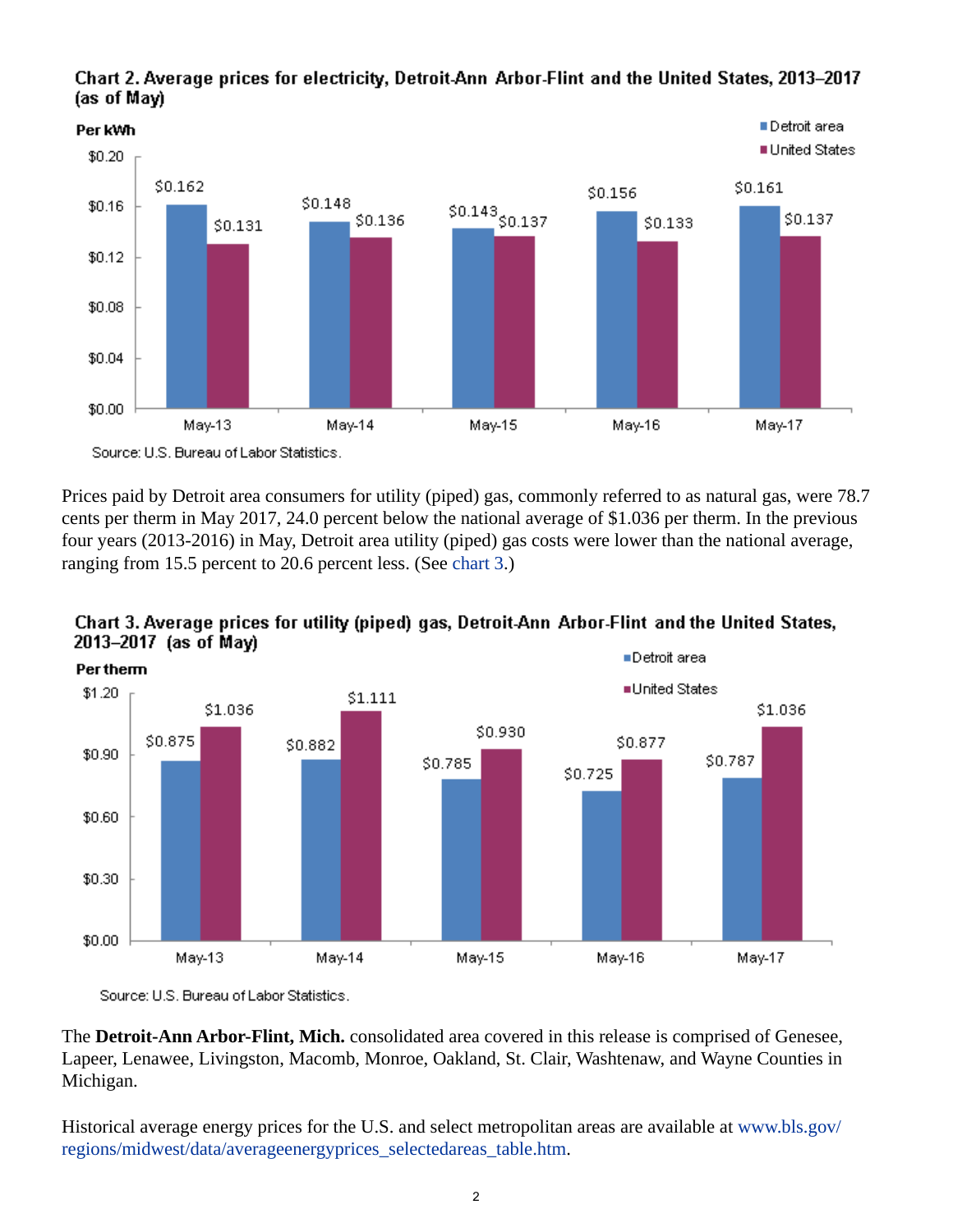**Chart 2. Average prices for electricity, Detroit-Ann Arbor-Flint and the United States, 2013–2017 (as of May)**

| Per kWh | Detroit area | United States |
| --- | --- | --- |
| May-13 | $0.162 | $0.131 |
| May-14 | $0.148 | $0.136 |
| May-15 | $0.143 | $0.137 |
| May-16 | $0.156 | $0.133 |
| May-17 | $0.161 | $0.137 |

Source: U.S. Bureau of Labor Statistics.

Prices paid by Detroit area consumers for utility (piped) gas, commonly referred to as natural gas, were 78.7 cents per therm in May 2017, 24.0 percent below the national average of $1.036 per therm. In the previous four years (2013-2016) in May, Detroit area utility (piped) gas costs were lower than the national average, ranging from 15.5 percent to 20.6 percent less. (See chart 3.)

**Chart 3. Average prices for utility (piped) gas, Detroit-Ann Arbor-Flint and the United States, 2013–2017 (as of May)**

| Per therm | Detroit area | United States |
| --- | --- | --- |
| May-13 | $0.875 | $1.036 |
| May-14 | $0.882 | $1.111 |
| May-15 | $0.785 | $0.930 |
| May-16 | $0.725 | $0.877 |
| May-17 | $0.787 | $1.036 |

Source: U.S. Bureau of Labor Statistics.

The **Detroit-Ann Arbor-Flint, Mich.** consolidated area covered in this release is comprised of Genesee, Lapeer, Lenawee, Livingston, Macomb, Monroe, Oakland, St. Clair, Washtenaw, and Wayne Counties in Michigan.

Historical average energy prices for the U.S. and select metropolitan areas are available at www.bls.gov/regions/midwest/data/averageenergyprices_selectedareas_table.htm.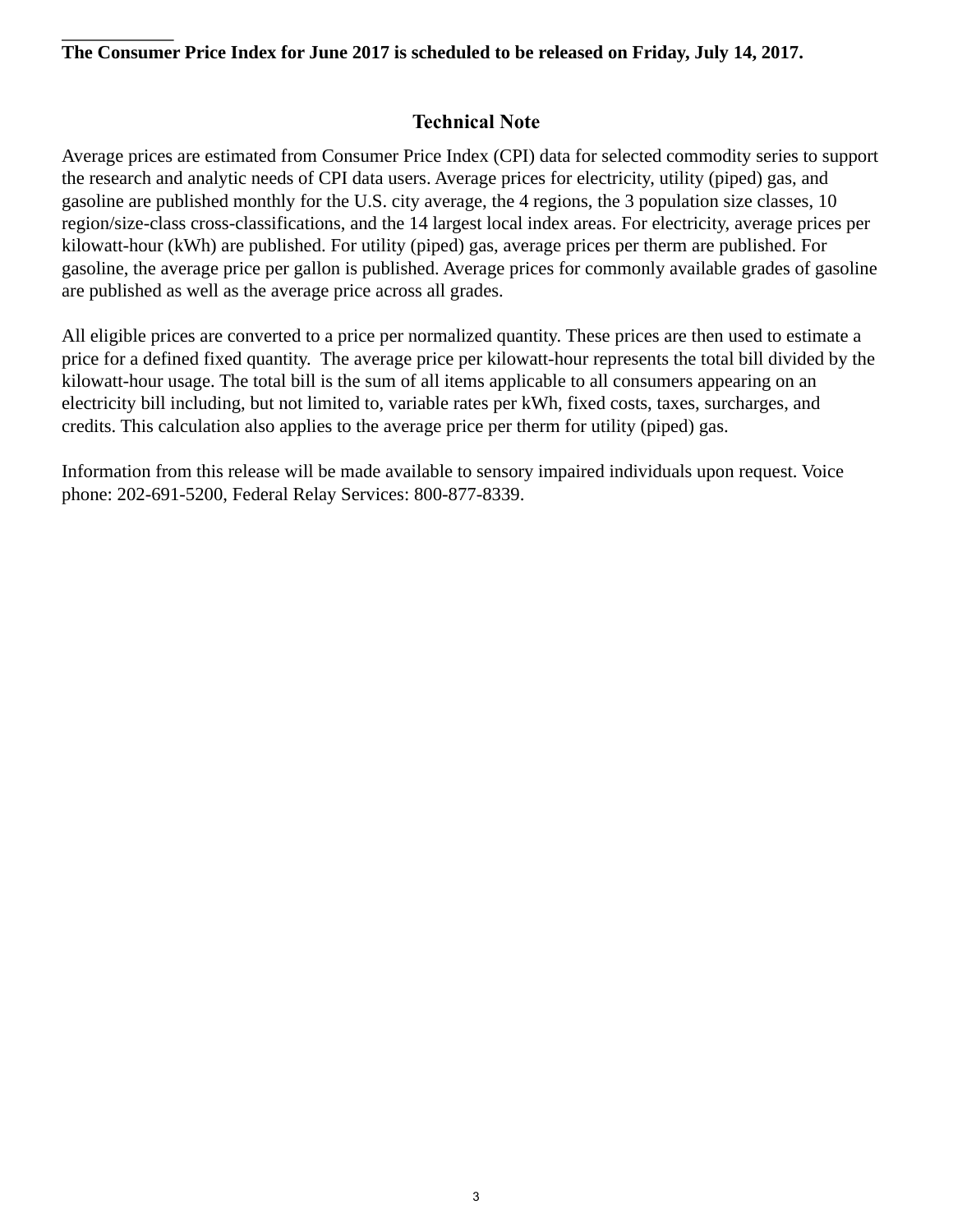**The Consumer Price Index for June 2017 is scheduled to be released on Friday, July 14, 2017.**

## Technical Note

Average prices are estimated from Consumer Price Index (CPI) data for selected commodity series to support the research and analytic needs of CPI data users. Average prices for electricity, utility (piped) gas, and gasoline are published monthly for the U.S. city average, the 4 regions, the 3 population size classes, 10 region/size-class cross-classifications, and the 14 largest local index areas. For electricity, average prices per kilowatt-hour (kWh) are published. For utility (piped) gas, average prices per therm are published. For gasoline, the average price per gallon is published. Average prices for commonly available grades of gasoline are published as well as the average price across all grades.

All eligible prices are converted to a price per normalized quantity. These prices are then used to estimate a price for a defined fixed quantity. The average price per kilowatt-hour represents the total bill divided by the kilowatt-hour usage. The total bill is the sum of all items applicable to all consumers appearing on an electricity bill including, but not limited to, variable rates per kWh, fixed costs, taxes, surcharges, and credits. This calculation also applies to the average price per therm for utility (piped) gas.

Information from this release will be made available to sensory impaired individuals upon request. Voice phone: 202-691-5200, Federal Relay Services: 800-877-8339.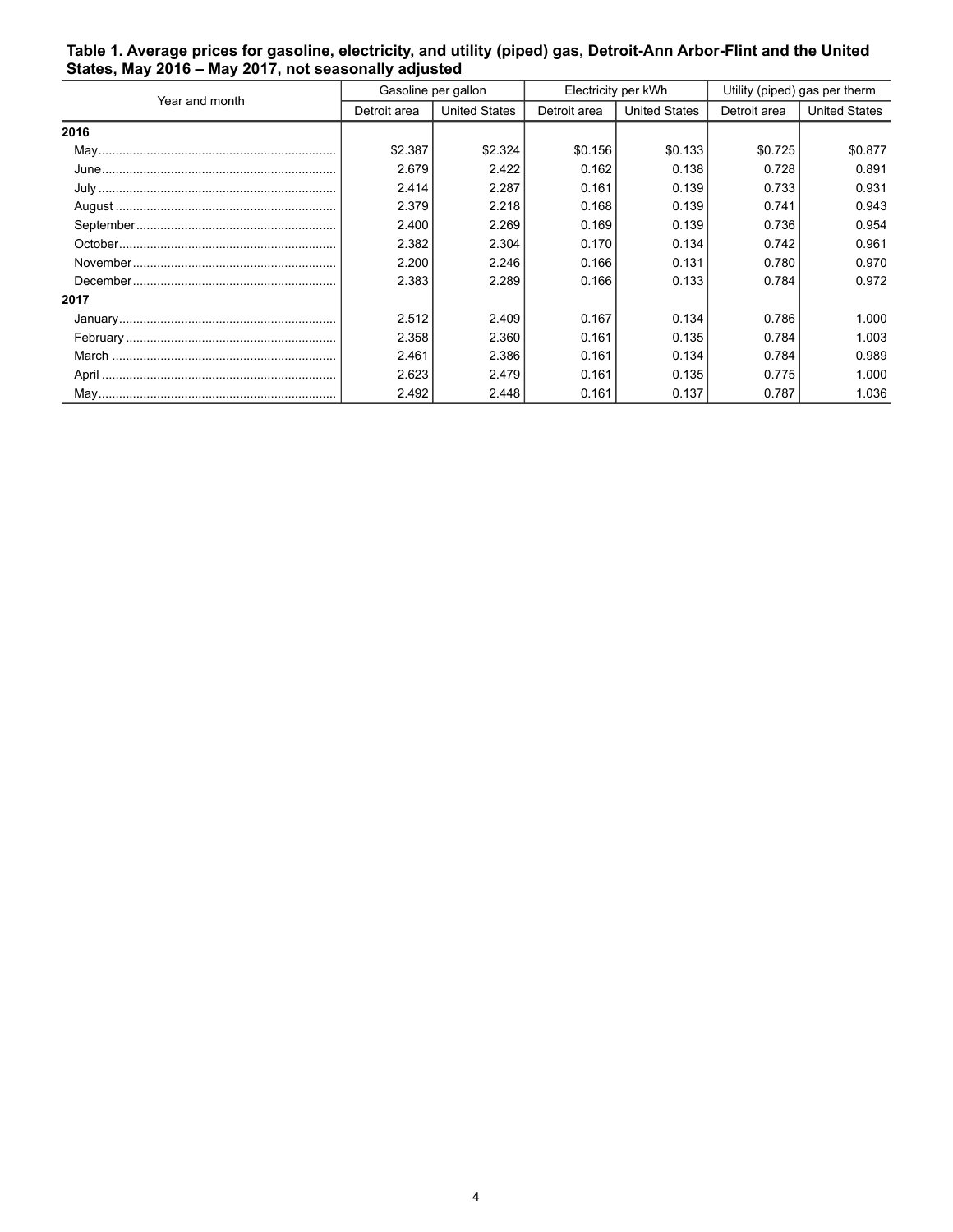**Table 1. Average prices for gasoline, electricity, and utility (piped) gas, Detroit-Ann Arbor-Flint and the United States, May 2016 – May 2017, not seasonally adjusted**

| Year and month | Gasoline per gallon | | Electricity per kWh | | Utility (piped) gas per therm | |
|---|---|---|---|---|---|---|
| | Detroit area | United States | Detroit area | United States | Detroit area | United States |
| **2016** | | | | | | |
| May | $2.387 | $2.324 | $0.156 | $0.133 | $0.725 | $0.877 |
| June | 2.679 | 2.422 | 0.162 | 0.138 | 0.728 | 0.891 |
| July | 2.414 | 2.287 | 0.161 | 0.139 | 0.733 | 0.931 |
| August | 2.379 | 2.218 | 0.168 | 0.139 | 0.741 | 0.943 |
| September | 2.400 | 2.269 | 0.169 | 0.139 | 0.736 | 0.954 |
| October | 2.382 | 2.304 | 0.170 | 0.134 | 0.742 | 0.961 |
| November | 2.200 | 2.246 | 0.166 | 0.131 | 0.780 | 0.970 |
| December | 2.383 | 2.289 | 0.166 | 0.133 | 0.784 | 0.972 |
| **2017** | | | | | | |
| January | 2.512 | 2.409 | 0.167 | 0.134 | 0.786 | 1.000 |
| February | 2.358 | 2.360 | 0.161 | 0.135 | 0.784 | 1.003 |
| March | 2.461 | 2.386 | 0.161 | 0.134 | 0.784 | 0.989 |
| April | 2.623 | 2.479 | 0.161 | 0.135 | 0.775 | 1.000 |
| May | 2.492 | 2.448 | 0.161 | 0.137 | 0.787 | 1.036 |